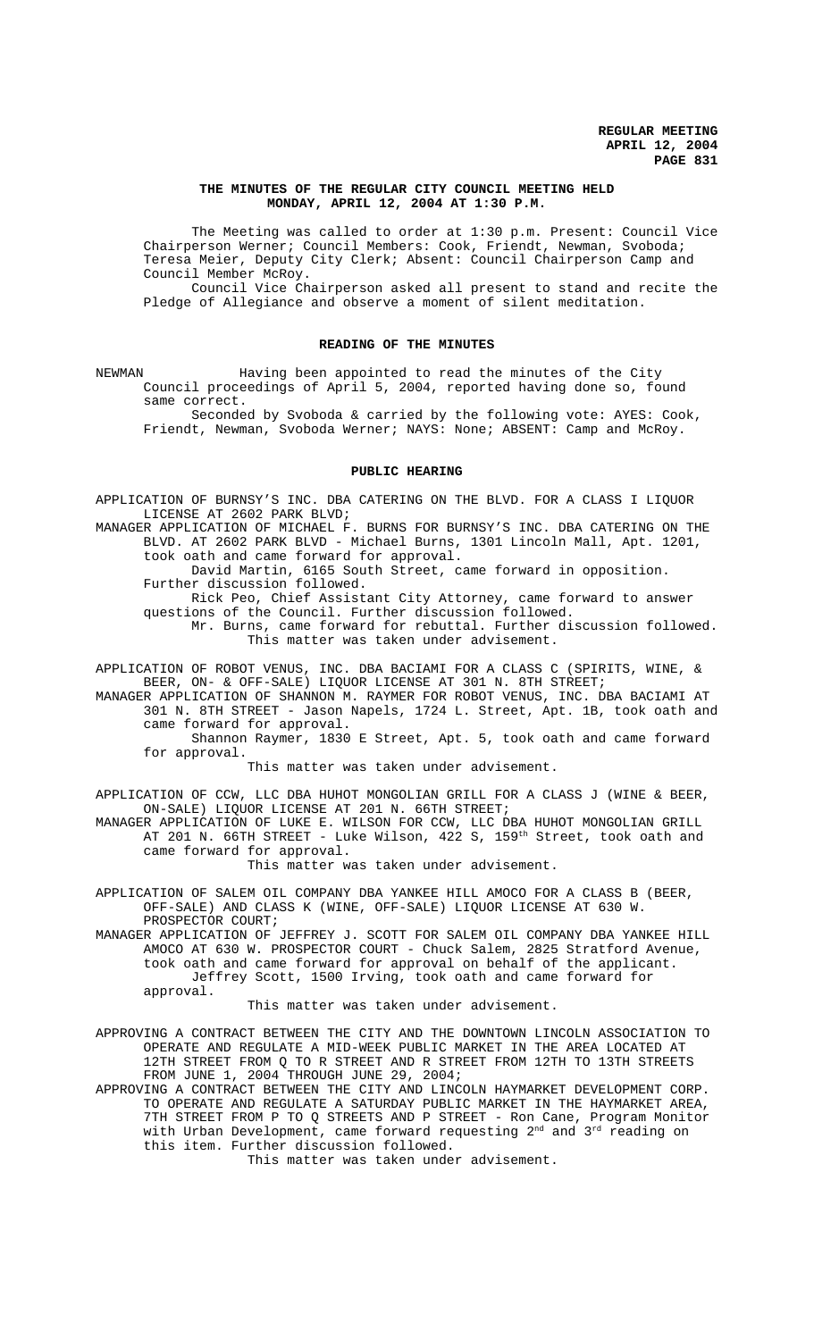# THE MINUTES OF THE REGULAR CITY COUNCIL MEETING HELD MONDAY, APRIL 12, 2004 AT 1:30 P.M.

The Meeting was called to order at 1:30 p.m. Present: Council Vice Chairperson Werner; Council Members: Cook, Friendt, Newman, Svoboda; Teresa Meier, Deputy City Clerk; Absent: Council Chairperson Camp and Council Member McRoy.

Council Vice Chairperson asked all present to stand and recite the Pledge of Allegiance and observe a moment of silent meditation.

## READING OF THE MINUTES

NEWMAN Having been appointed to read the minutes of the City Council proceedings of April 5, 2004, reported having done so, found same correct.

Seconded by Svoboda & carried by the following vote: AYES: Cook, Friendt, Newman, Svoboda Werner; NAYS: None; ABSENT: Camp and McRoy.

## PUBLIC HEARING

APPLICATION OF BURNSY'S INC. DBA CATERING ON THE BLVD. FOR A CLASS I LIQUOR LICENSE AT 2602 PARK BLVD;

MANAGER APPLICATION OF MICHAEL F. BURNS FOR BURNSY'S INC. DBA CATERING ON THE BLVD. AT 2602 PARK BLVD - Michael Burns, 1301 Lincoln Mall, Apt. 1201, took oath and came forward for approval.

David Martin, 6165 South Street, came forward in opposition. Further discussion followed.

Rick Peo, Chief Assistant City Attorney, came forward to answer questions of the Council. Further discussion followed.

Mr. Burns, came forward for rebuttal. Further discussion followed. This matter was taken under advisement.

APPLICATION OF ROBOT VENUS, INC. DBA BACIAMI FOR A CLASS C (SPIRITS, WINE, & BEER, ON- & OFF-SALE) LIQUOR LICENSE AT 301 N. 8TH STREET;

MANAGER APPLICATION OF SHANNON M. RAYMER FOR ROBOT VENUS, INC. DBA BACIAMI AT 301 N. 8TH STREET - Jason Napels, 1724 L. Street, Apt. 1B, took oath and came forward for approval.

Shannon Raymer, 1830 E Street, Apt. 5, took oath and came forward for approval.

This matter was taken under advisement.

APPLICATION OF CCW, LLC DBA HUHOT MONGOLIAN GRILL FOR A CLASS J (WINE & BEER, ON-SALE) LIQUOR LICENSE AT 201 N. 66TH STREET;

MANAGER APPLICATION OF LUKE E. WILSON FOR CCW, LLC DBA HUHOT MONGOLIAN GRILL AT 201 N. 66TH STREET - Luke Wilson, 422 S, 159th Street, took oath and came forward for approval.

This matter was taken under advisement.

APPLICATION OF SALEM OIL COMPANY DBA YANKEE HILL AMOCO FOR A CLASS B (BEER, OFF-SALE) AND CLASS K (WINE, OFF-SALE) LIQUOR LICENSE AT 630 W. PROSPECTOR COURT;

MANAGER APPLICATION OF JEFFREY J. SCOTT FOR SALEM OIL COMPANY DBA YANKEE HILL AMOCO AT 630 W. PROSPECTOR COURT - Chuck Salem, 2825 Stratford Avenue, took oath and came forward for approval on behalf of the applicant.

Jeffrey Scott, 1500 Irving, took oath and came forward for approval.

This matter was taken under advisement.

APPROVING A CONTRACT BETWEEN THE CITY AND THE DOWNTOWN LINCOLN ASSOCIATION TO OPERATE AND REGULATE A MID-WEEK PUBLIC MARKET IN THE AREA LOCATED AT 12TH STREET FROM Q TO R STREET AND R STREET FROM 12TH TO 13TH STREETS FROM JUNE 1, 2004 THROUGH JUNE 29, 2004;

APPROVING A CONTRACT BETWEEN THE CITY AND LINCOLN HAYMARKET DEVELOPMENT CORP. TO OPERATE AND REGULATE A SATURDAY PUBLIC MARKET IN THE HAYMARKET AREA, 7TH STREET FROM P TO Q STREETS AND P STREET - Ron Cane, Program Monitor with Urban Development, came forward requesting 2nd and 3rd reading on this item. Further discussion followed.

This matter was taken under advisement.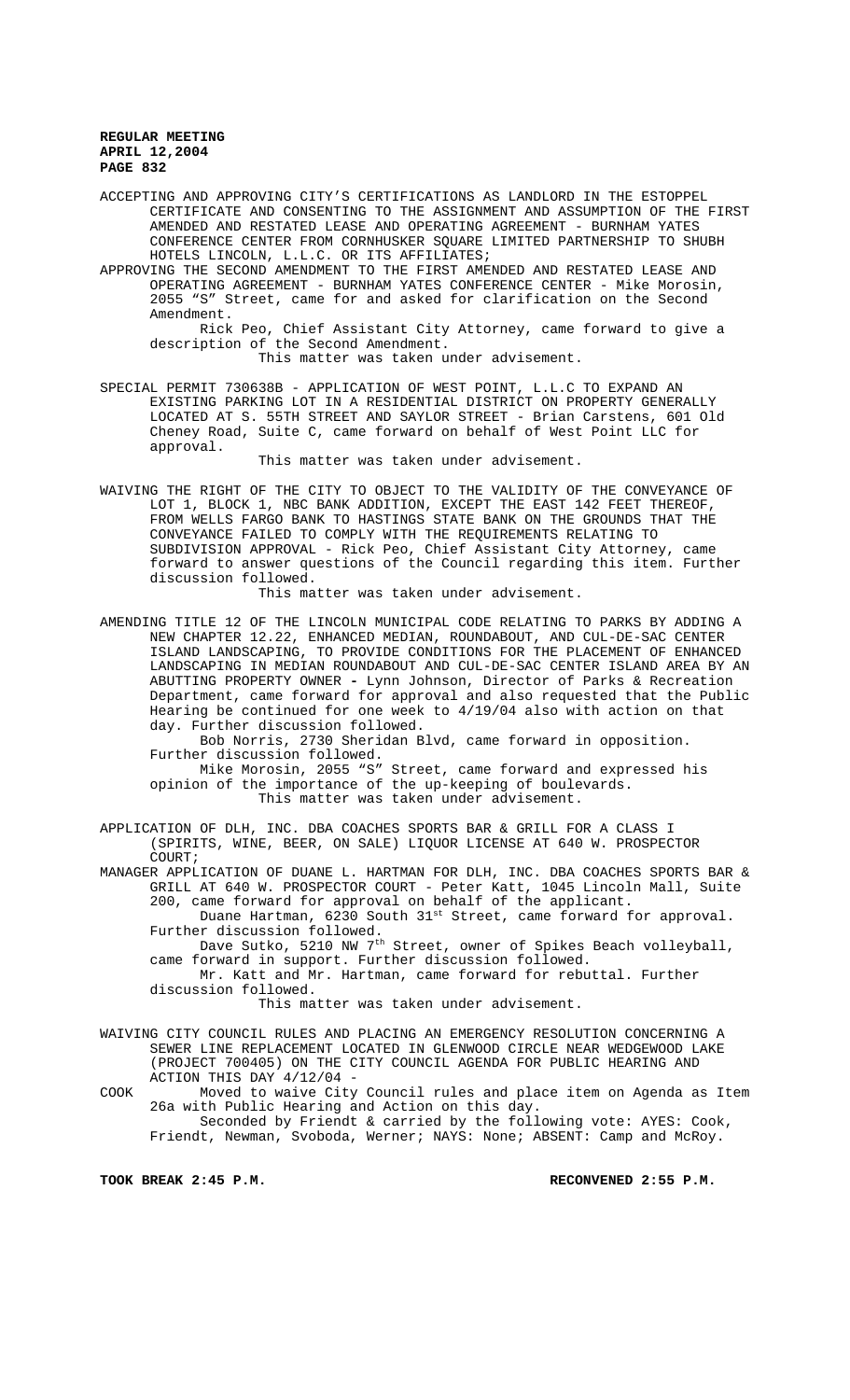ACCEPTING AND APPROVING CITY'S CERTIFICATIONS AS LANDLORD IN THE ESTOPPEL CERTIFICATE AND CONSENTING TO THE ASSIGNMENT AND ASSUMPTION OF THE FIRST AMENDED AND RESTATED LEASE AND OPERATING AGREEMENT - BURNHAM YATES CONFERENCE CENTER FROM CORNHUSKER SQUARE LIMITED PARTNERSHIP TO SHUBH HOTELS LINCOLN, L.L.C. OR ITS AFFILIATES;

APPROVING THE SECOND AMENDMENT TO THE FIRST AMENDED AND RESTATED LEASE AND OPERATING AGREEMENT - BURNHAM YATES CONFERENCE CENTER - Mike Morosin, 2055 "S" Street, came for and asked for clarification on the Second Amendment.

Rick Peo, Chief Assistant City Attorney, came forward to give a description of the Second Amendment.

This matter was taken under advisement.

SPECIAL PERMIT 730638B - APPLICATION OF WEST POINT, L.L.C TO EXPAND AN EXISTING PARKING LOT IN A RESIDENTIAL DISTRICT ON PROPERTY GENERALLY LOCATED AT S. 55TH STREET AND SAYLOR STREET - Brian Carstens, 601 Old Cheney Road, Suite C, came forward on behalf of West Point LLC for approval.

This matter was taken under advisement.

WAIVING THE RIGHT OF THE CITY TO OBJECT TO THE VALIDITY OF THE CONVEYANCE OF LOT 1, BLOCK 1, NBC BANK ADDITION, EXCEPT THE EAST 142 FEET THEREOF, FROM WELLS FARGO BANK TO HASTINGS STATE BANK ON THE GROUNDS THAT THE CONVEYANCE FAILED TO COMPLY WITH THE REQUIREMENTS RELATING TO SUBDIVISION APPROVAL - Rick Peo, Chief Assistant City Attorney, came forward to answer questions of the Council regarding this item. Further discussion followed.

This matter was taken under advisement.

AMENDING TITLE 12 OF THE LINCOLN MUNICIPAL CODE RELATING TO PARKS BY ADDING A NEW CHAPTER 12.22, ENHANCED MEDIAN, ROUNDABOUT, AND CUL-DE-SAC CENTER ISLAND LANDSCAPING, TO PROVIDE CONDITIONS FOR THE PLACEMENT OF ENHANCED LANDSCAPING IN MEDIAN ROUNDABOUT AND CUL-DE-SAC CENTER ISLAND AREA BY AN ABUTTING PROPERTY OWNER - Lynn Johnson, Director of Parks & Recreation Department, came forward for approval and also requested that the Public Hearing be continued for one week to 4/19/04 also with action on that day. Further discussion followed.

Bob Norris, 2730 Sheridan Blvd, came forward in opposition. Further discussion followed.

Mike Morosin, 2055 "S" Street, came forward and expressed his opinion of the importance of the up-keeping of boulevards.

This matter was taken under advisement.

APPLICATION OF DLH, INC. DBA COACHES SPORTS BAR & GRILL FOR A CLASS I (SPIRITS, WINE, BEER, ON SALE) LIQUOR LICENSE AT 640 W. PROSPECTOR COURT;

MANAGER APPLICATION OF DUANE L. HARTMAN FOR DLH, INC. DBA COACHES SPORTS BAR & GRILL AT 640 W. PROSPECTOR COURT - Peter Katt, 1045 Lincoln Mall, Suite 200, came forward for approval on behalf of the applicant.

Duane Hartman, 6230 South 31st Street, came forward for approval. Further discussion followed.

Dave Sutko, 5210 NW 7th Street, owner of Spikes Beach volleyball, came forward in support. Further discussion followed.

Mr. Katt and Mr. Hartman, came forward for rebuttal. Further discussion followed.

This matter was taken under advisement.

WAIVING CITY COUNCIL RULES AND PLACING AN EMERGENCY RESOLUTION CONCERNING A SEWER LINE REPLACEMENT LOCATED IN GLENWOOD CIRCLE NEAR WEDGEWOOD LAKE (PROJECT 700405) ON THE CITY COUNCIL AGENDA FOR PUBLIC HEARING AND ACTION THIS DAY 4/12/04 -

COOK Moved to waive City Council rules and place item on Agenda as Item 26a with Public Hearing and Action on this day.

Seconded by Friendt & carried by the following vote: AYES: Cook, Friendt, Newman, Svoboda, Werner; NAYS: None; ABSENT: Camp and McRoy.

**TOOK BREAK 2:45 P.M. RECONVENED 2:55 P.M.**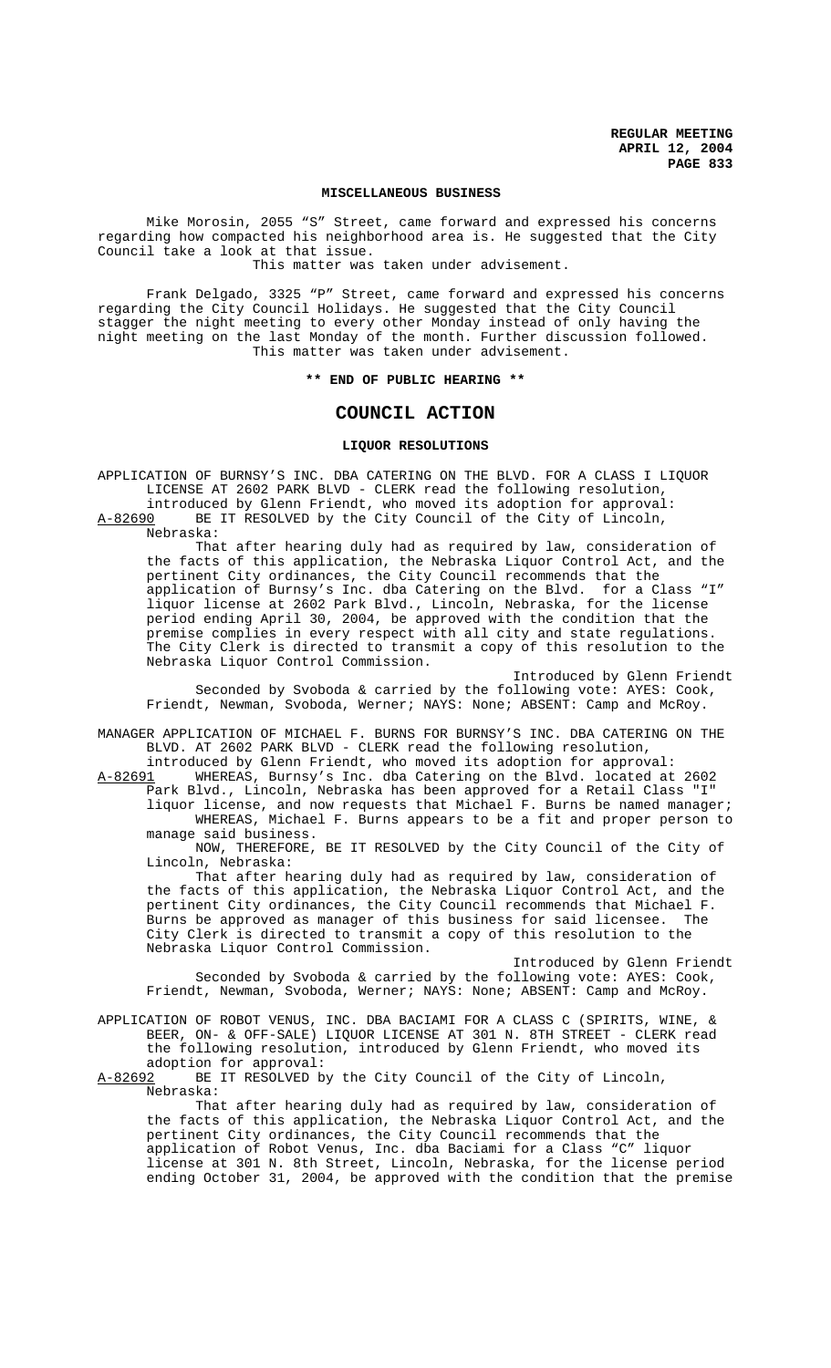### MISCELLANEOUS BUSINESS

Mike Morosin, 2055 "S" Street, came forward and expressed his concerns regarding how compacted his neighborhood area is. He suggested that the City Council take a look at that issue.

This matter was taken under advisement.

Frank Delgado, 3325 "P" Street, came forward and expressed his concerns regarding the City Council Holidays. He suggested that the City Council stagger the night meeting to every other Monday instead of only having the night meeting on the last Monday of the month. Further discussion followed.

This matter was taken under advisement.

**\*\* END OF PUBLIC HEARING \*\***

## COUNCIL ACTION

### LIQUOR RESOLUTIONS

APPLICATION OF BURNSY'S INC. DBA CATERING ON THE BLVD. FOR A CLASS I LIQUOR LICENSE AT 2602 PARK BLVD - CLERK read the following resolution, introduced by Glenn Friendt, who moved its adoption for approval:

A-82690 BE IT RESOLVED by the City Council of the City of Lincoln, Nebraska:

That after hearing duly had as required by law, consideration of the facts of this application, the Nebraska Liquor Control Act, and the pertinent City ordinances, the City Council recommends that the application of Burnsy's Inc. dba Catering on the Blvd. for a Class "I" liquor license at 2602 Park Blvd., Lincoln, Nebraska, for the license period ending April 30, 2004, be approved with the condition that the premise complies in every respect with all city and state regulations. The City Clerk is directed to transmit a copy of this resolution to the Nebraska Liquor Control Commission.

Introduced by Glenn Friendt

Seconded by Svoboda & carried by the following vote: AYES: Cook, Friendt, Newman, Svoboda, Werner; NAYS: None; ABSENT: Camp and McRoy.

MANAGER APPLICATION OF MICHAEL F. BURNS FOR BURNSY'S INC. DBA CATERING ON THE BLVD. AT 2602 PARK BLVD - CLERK read the following resolution, introduced by Glenn Friendt, who moved its adoption for approval:

A-82691 WHEREAS, Burnsy's Inc. dba Catering on the Blvd. located at 2602 Park Blvd., Lincoln, Nebraska has been approved for a Retail Class "I" liquor license, and now requests that Michael F. Burns be named manager;

WHEREAS, Michael F. Burns appears to be a fit and proper person to manage said business.

NOW, THEREFORE, BE IT RESOLVED by the City Council of the City of Lincoln, Nebraska:

That after hearing duly had as required by law, consideration of the facts of this application, the Nebraska Liquor Control Act, and the pertinent City ordinances, the City Council recommends that Michael F. Burns be approved as manager of this business for said licensee. The City Clerk is directed to transmit a copy of this resolution to the Nebraska Liquor Control Commission.

Introduced by Glenn Friendt

Seconded by Svoboda & carried by the following vote: AYES: Cook, Friendt, Newman, Svoboda, Werner; NAYS: None; ABSENT: Camp and McRoy.

APPLICATION OF ROBOT VENUS, INC. DBA BACIAMI FOR A CLASS C (SPIRITS, WINE, & BEER, ON- & OFF-SALE) LIQUOR LICENSE AT 301 N. 8TH STREET - CLERK read the following resolution, introduced by Glenn Friendt, who moved its adoption for approval:

A-82692 BE IT RESOLVED by the City Council of the City of Lincoln, Nebraska:

That after hearing duly had as required by law, consideration of the facts of this application, the Nebraska Liquor Control Act, and the pertinent City ordinances, the City Council recommends that the application of Robot Venus, Inc. dba Baciami for a Class "C" liquor license at 301 N. 8th Street, Lincoln, Nebraska, for the license period ending October 31, 2004, be approved with the condition that the premise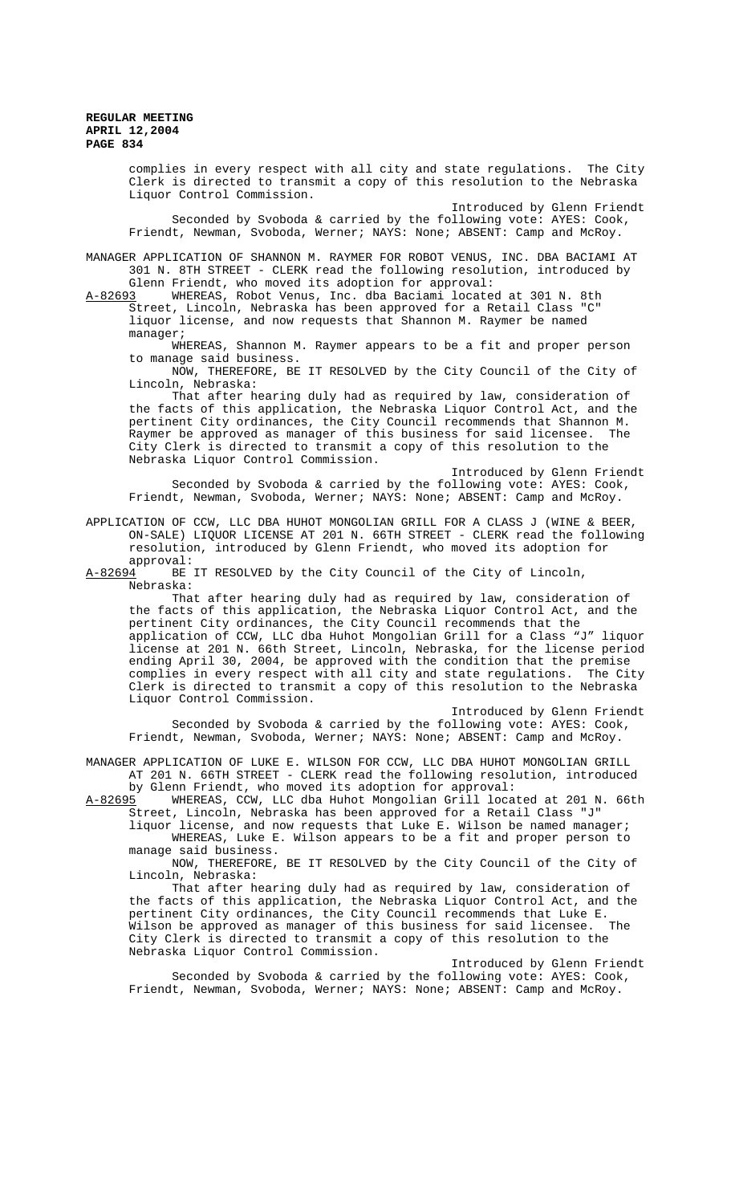complies in every respect with all city and state regulations. The City Clerk is directed to transmit a copy of this resolution to the Nebraska Liquor Control Commission.

Introduced by Glenn Friendt

Seconded by Svoboda & carried by the following vote: AYES: Cook, Friendt, Newman, Svoboda, Werner; NAYS: None; ABSENT: Camp and McRoy.

MANAGER APPLICATION OF SHANNON M. RAYMER FOR ROBOT VENUS, INC. DBA BACIAMI AT 301 N. 8TH STREET - CLERK read the following resolution, introduced by Glenn Friendt, who moved its adoption for approval:

A-82693 WHEREAS, Robot Venus, Inc. dba Baciami located at 301 N. 8th Street, Lincoln, Nebraska has been approved for a Retail Class "C" liquor license, and now requests that Shannon M. Raymer be named manager;

WHEREAS, Shannon M. Raymer appears to be a fit and proper person to manage said business.

NOW, THEREFORE, BE IT RESOLVED by the City Council of the City of Lincoln, Nebraska:

That after hearing duly had as required by law, consideration of the facts of this application, the Nebraska Liquor Control Act, and the pertinent City ordinances, the City Council recommends that Shannon M. Raymer be approved as manager of this business for said licensee. The City Clerk is directed to transmit a copy of this resolution to the Nebraska Liquor Control Commission.

Introduced by Glenn Friendt

Seconded by Svoboda & carried by the following vote: AYES: Cook, Friendt, Newman, Svoboda, Werner; NAYS: None; ABSENT: Camp and McRoy.

APPLICATION OF CCW, LLC DBA HUHOT MONGOLIAN GRILL FOR A CLASS J (WINE & BEER, ON-SALE) LIQUOR LICENSE AT 201 N. 66TH STREET - CLERK read the following resolution, introduced by Glenn Friendt, who moved its adoption for approval:

A-82694 BE IT RESOLVED by the City Council of the City of Lincoln, Nebraska:

That after hearing duly had as required by law, consideration of the facts of this application, the Nebraska Liquor Control Act, and the pertinent City ordinances, the City Council recommends that the application of CCW, LLC dba Huhot Mongolian Grill for a Class "J" liquor license at 201 N. 66th Street, Lincoln, Nebraska, for the license period ending April 30, 2004, be approved with the condition that the premise complies in every respect with all city and state regulations. The City Clerk is directed to transmit a copy of this resolution to the Nebraska Liquor Control Commission.

Introduced by Glenn Friendt

Seconded by Svoboda & carried by the following vote: AYES: Cook, Friendt, Newman, Svoboda, Werner; NAYS: None; ABSENT: Camp and McRoy.

MANAGER APPLICATION OF LUKE E. WILSON FOR CCW, LLC DBA HUHOT MONGOLIAN GRILL AT 201 N. 66TH STREET - CLERK read the following resolution, introduced by Glenn Friendt, who moved its adoption for approval:

A-82695 WHEREAS, CCW, LLC dba Huhot Mongolian Grill located at 201 N. 66th Street, Lincoln, Nebraska has been approved for a Retail Class "J" liquor license, and now requests that Luke E. Wilson be named manager;

WHEREAS, Luke E. Wilson appears to be a fit and proper person to manage said business.

NOW, THEREFORE, BE IT RESOLVED by the City Council of the City of Lincoln, Nebraska:

That after hearing duly had as required by law, consideration of the facts of this application, the Nebraska Liquor Control Act, and the pertinent City ordinances, the City Council recommends that Luke E. Wilson be approved as manager of this business for said licensee. The City Clerk is directed to transmit a copy of this resolution to the Nebraska Liquor Control Commission.

Introduced by Glenn Friendt

Seconded by Svoboda & carried by the following vote: AYES: Cook, Friendt, Newman, Svoboda, Werner; NAYS: None; ABSENT: Camp and McRoy.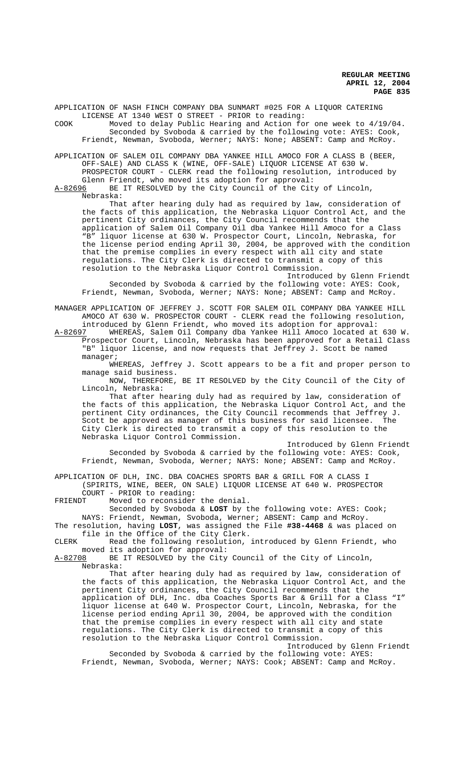APPLICATION OF NASH FINCH COMPANY DBA SUNMART #025 FOR A LIQUOR CATERING LICENSE AT 1340 WEST O STREET - PRIOR to reading:

COOK Moved to delay Public Hearing and Action for one week to 4/19/04.
Seconded by Svoboda & carried by the following vote: AYES: Cook, Friendt, Newman, Svoboda, Werner; NAYS: None; ABSENT: Camp and McRoy.

APPLICATION OF SALEM OIL COMPANY DBA YANKEE HILL AMOCO FOR A CLASS B (BEER, OFF-SALE) AND CLASS K (WINE, OFF-SALE) LIQUOR LICENSE AT 630 W. PROSPECTOR COURT - CLERK read the following resolution, introduced by Glenn Friendt, who moved its adoption for approval:

A-82696 BE IT RESOLVED by the City Council of the City of Lincoln, Nebraska:

That after hearing duly had as required by law, consideration of the facts of this application, the Nebraska Liquor Control Act, and the pertinent City ordinances, the City Council recommends that the application of Salem Oil Company Oil dba Yankee Hill Amoco for a Class "B" liquor license at 630 W. Prospector Court, Lincoln, Nebraska, for the license period ending April 30, 2004, be approved with the condition that the premise complies in every respect with all city and state regulations. The City Clerk is directed to transmit a copy of this resolution to the Nebraska Liquor Control Commission.

Introduced by Glenn Friendt

Seconded by Svoboda & carried by the following vote: AYES: Cook, Friendt, Newman, Svoboda, Werner; NAYS: None; ABSENT: Camp and McRoy.

MANAGER APPLICATION OF JEFFREY J. SCOTT FOR SALEM OIL COMPANY DBA YANKEE HILL AMOCO AT 630 W. PROSPECTOR COURT - CLERK read the following resolution, introduced by Glenn Friendt, who moved its adoption for approval:

A-82697 WHEREAS, Salem Oil Company dba Yankee Hill Amoco located at 630 W. Prospector Court, Lincoln, Nebraska has been approved for a Retail Class "B" liquor license, and now requests that Jeffrey J. Scott be named manager;

WHEREAS, Jeffrey J. Scott appears to be a fit and proper person to manage said business.

NOW, THEREFORE, BE IT RESOLVED by the City Council of the City of Lincoln, Nebraska:

That after hearing duly had as required by law, consideration of the facts of this application, the Nebraska Liquor Control Act, and the pertinent City ordinances, the City Council recommends that Jeffrey J. Scott be approved as manager of this business for said licensee. The City Clerk is directed to transmit a copy of this resolution to the Nebraska Liquor Control Commission.

Introduced by Glenn Friendt

Seconded by Svoboda & carried by the following vote: AYES: Cook, Friendt, Newman, Svoboda, Werner; NAYS: None; ABSENT: Camp and McRoy.

APPLICATION OF DLH, INC. DBA COACHES SPORTS BAR & GRILL FOR A CLASS I (SPIRITS, WINE, BEER, ON SALE) LIQUOR LICENSE AT 640 W. PROSPECTOR COURT - PRIOR to reading:

FRIENDT Moved to reconsider the denial.
Seconded by Svoboda & **LOST** by the following vote: AYES: Cook; NAYS: Friendt, Newman, Svoboda, Werner; ABSENT: Camp and McRoy.

The resolution, having **LOST**, was assigned the File **#38-4468** & was placed on file in the Office of the City Clerk.

CLERK Read the following resolution, introduced by Glenn Friendt, who moved its adoption for approval:

A-82708 BE IT RESOLVED by the City Council of the City of Lincoln, Nebraska:

That after hearing duly had as required by law, consideration of the facts of this application, the Nebraska Liquor Control Act, and the pertinent City ordinances, the City Council recommends that the application of DLH, Inc. dba Coaches Sports Bar & Grill for a Class "I" liquor license at 640 W. Prospector Court, Lincoln, Nebraska, for the license period ending April 30, 2004, be approved with the condition that the premise complies in every respect with all city and state regulations. The City Clerk is directed to transmit a copy of this resolution to the Nebraska Liquor Control Commission.

Introduced by Glenn Friendt

Seconded by Svoboda & carried by the following vote: AYES: Friendt, Newman, Svoboda, Werner; NAYS: Cook; ABSENT: Camp and McRoy.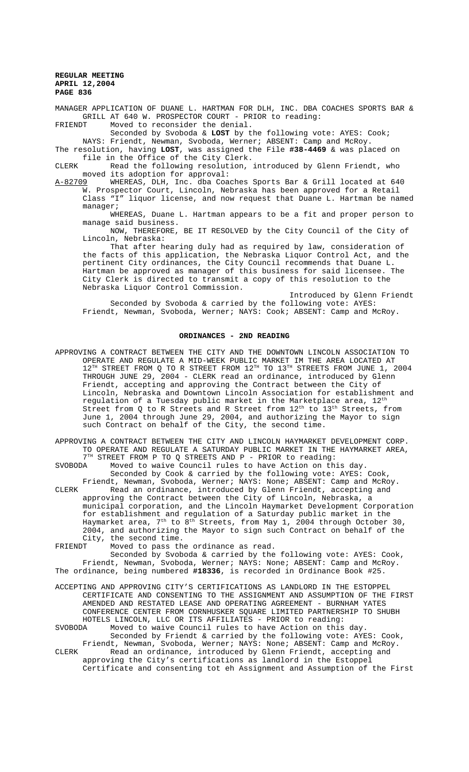MANAGER APPLICATION OF DUANE L. HARTMAN FOR DLH, INC. DBA COACHES SPORTS BAR & GRILL AT 640 W. PROSPECTOR COURT - PRIOR to reading:

FRIENDT Moved to reconsider the denial.

Seconded by Svoboda & **LOST** by the following vote: AYES: Cook; NAYS: Friendt, Newman, Svoboda, Werner; ABSENT: Camp and McRoy.

The resolution, having **LOST**, was assigned the File **#38-4469** & was placed on file in the Office of the City Clerk.

CLERK Read the following resolution, introduced by Glenn Friendt, who moved its adoption for approval:

A-82709 WHEREAS, DLH, Inc. dba Coaches Sports Bar & Grill located at 640 W. Prospector Court, Lincoln, Nebraska has been approved for a Retail Class "I" liquor license, and now request that Duane L. Hartman be named manager;

WHEREAS, Duane L. Hartman appears to be a fit and proper person to manage said business.

NOW, THEREFORE, BE IT RESOLVED by the City Council of the City of Lincoln, Nebraska:

That after hearing duly had as required by law, consideration of the facts of this application, the Nebraska Liquor Control Act, and the pertinent City ordinances, the City Council recommends that Duane L. Hartman be approved as manager of this business for said licensee. The City Clerk is directed to transmit a copy of this resolution to the Nebraska Liquor Control Commission.

Introduced by Glenn Friendt

Seconded by Svoboda & carried by the following vote: AYES: Friendt, Newman, Svoboda, Werner; NAYS: Cook; ABSENT: Camp and McRoy.

## ORDINANCES - 2ND READING

APPROVING A CONTRACT BETWEEN THE CITY AND THE DOWNTOWN LINCOLN ASSOCIATION TO OPERATE AND REGULATE A MID-WEEK PUBLIC MARKET IM THE AREA LOCATED AT 12TH STREET FROM Q TO R STREET FROM 12TH TO 13TH STREETS FROM JUNE 1, 2004 THROUGH JUNE 29, 2004 - CLERK read an ordinance, introduced by Glenn Friendt, accepting and approving the Contract between the City of Lincoln, Nebraska and Downtown Lincoln Association for establishment and regulation of a Tuesday public market in the Marketplace area, 12th Street from Q to R Streets and R Street from 12th to 13th Streets, from June 1, 2004 through June 29, 2004, and authorizing the Mayor to sign such Contract on behalf of the City, the second time.

APPROVING A CONTRACT BETWEEN THE CITY AND LINCOLN HAYMARKET DEVELOPMENT CORP. TO OPERATE AND REGULATE A SATURDAY PUBLIC MARKET IN THE HAYMARKET AREA, 7TH STREET FROM P TO Q STREETS AND P - PRIOR to reading:

SVOBODA Moved to waive Council rules to have Action on this day.

Seconded by Cook & carried by the following vote: AYES: Cook, Friendt, Newman, Svoboda, Werner; NAYS: None; ABSENT: Camp and McRoy.

CLERK Read an ordinance, introduced by Glenn Friendt, accepting and approving the Contract between the City of Lincoln, Nebraska, a municipal corporation, and the Lincoln Haymarket Development Corporation for establishment and regulation of a Saturday public market in the Haymarket area, 7th to 8th Streets, from May 1, 2004 through October 30, 2004, and authorizing the Mayor to sign such Contract on behalf of the City, the second time.

FRIENDT Moved to pass the ordinance as read.

Seconded by Svoboda & carried by the following vote: AYES: Cook, Friendt, Newman, Svoboda, Werner; NAYS: None; ABSENT: Camp and McRoy.

The ordinance, being numbered **#18336**, is recorded in Ordinance Book #25.

ACCEPTING AND APPROVING CITY'S CERTIFICATIONS AS LANDLORD IN THE ESTOPPEL CERTIFICATE AND CONSENTING TO THE ASSIGNMENT AND ASSUMPTION OF THE FIRST AMENDED AND RESTATED LEASE AND OPERATING AGREEMENT - BURNHAM YATES CONFERENCE CENTER FROM CORNHUSKER SQUARE LIMITED PARTNERSHIP TO SHUBH HOTELS LINCOLN, LLC OR ITS AFFILIATES - PRIOR to reading:

SVOBODA Moved to waive Council rules to have Action on this day.

Seconded by Friendt & carried by the following vote: AYES: Cook, Friendt, Newman, Svoboda, Werner; NAYS: None; ABSENT: Camp and McRoy.

CLERK Read an ordinance, introduced by Glenn Friendt, accepting and approving the City's certifications as landlord in the Estoppel Certificate and consenting tot eh Assignment and Assumption of the First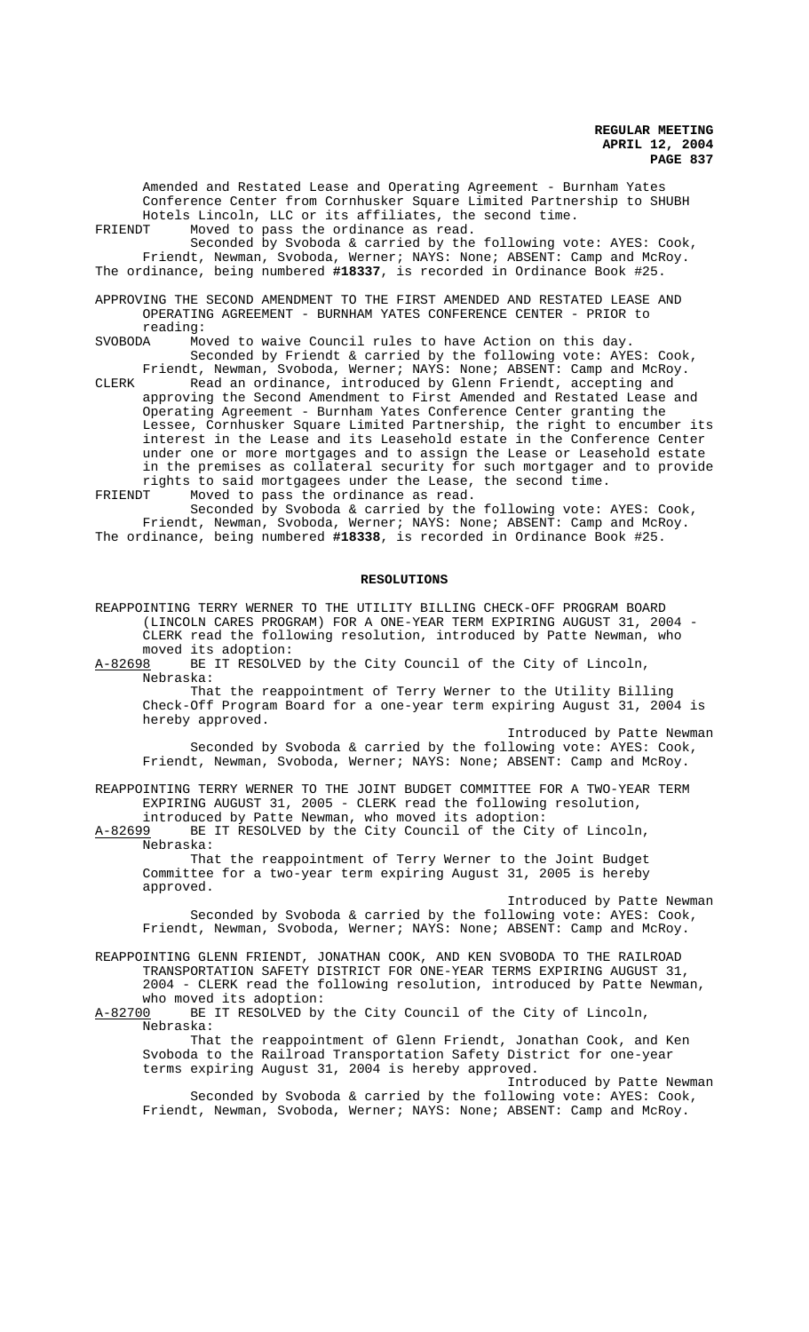Amended and Restated Lease and Operating Agreement - Burnham Yates Conference Center from Cornhusker Square Limited Partnership to SHUBH Hotels Lincoln, LLC or its affiliates, the second time.

FRIENDT Moved to pass the ordinance as read.

Seconded by Svoboda & carried by the following vote: AYES: Cook, Friendt, Newman, Svoboda, Werner; NAYS: None; ABSENT: Camp and McRoy.

The ordinance, being numbered **#18337**, is recorded in Ordinance Book #25.

APPROVING THE SECOND AMENDMENT TO THE FIRST AMENDED AND RESTATED LEASE AND OPERATING AGREEMENT - BURNHAM YATES CONFERENCE CENTER - PRIOR to reading:

SVOBODA Moved to waive Council rules to have Action on this day.

Seconded by Friendt & carried by the following vote: AYES: Cook, Friendt, Newman, Svoboda, Werner; NAYS: None; ABSENT: Camp and McRoy.

CLERK Read an ordinance, introduced by Glenn Friendt, accepting and approving the Second Amendment to First Amended and Restated Lease and Operating Agreement - Burnham Yates Conference Center granting the Lessee, Cornhusker Square Limited Partnership, the right to encumber its interest in the Lease and its Leasehold estate in the Conference Center under one or more mortgages and to assign the Lease or Leasehold estate in the premises as collateral security for such mortgager and to provide rights to said mortgagees under the Lease, the second time.

FRIENDT Moved to pass the ordinance as read.

Seconded by Svoboda & carried by the following vote: AYES: Cook, Friendt, Newman, Svoboda, Werner; NAYS: None; ABSENT: Camp and McRoy.

The ordinance, being numbered **#18338**, is recorded in Ordinance Book #25.

## RESOLUTIONS

REAPPOINTING TERRY WERNER TO THE UTILITY BILLING CHECK-OFF PROGRAM BOARD (LINCOLN CARES PROGRAM) FOR A ONE-YEAR TERM EXPIRING AUGUST 31, 2004 - CLERK read the following resolution, introduced by Patte Newman, who moved its adoption:

A-82698 BE IT RESOLVED by the City Council of the City of Lincoln, Nebraska:

That the reappointment of Terry Werner to the Utility Billing Check-Off Program Board for a one-year term expiring August 31, 2004 is hereby approved.

Introduced by Patte Newman

Seconded by Svoboda & carried by the following vote: AYES: Cook, Friendt, Newman, Svoboda, Werner; NAYS: None; ABSENT: Camp and McRoy.

REAPPOINTING TERRY WERNER TO THE JOINT BUDGET COMMITTEE FOR A TWO-YEAR TERM EXPIRING AUGUST 31, 2005 - CLERK read the following resolution, introduced by Patte Newman, who moved its adoption:

A-82699 BE IT RESOLVED by the City Council of the City of Lincoln, Nebraska:

That the reappointment of Terry Werner to the Joint Budget Committee for a two-year term expiring August 31, 2005 is hereby approved.

Introduced by Patte Newman

Seconded by Svoboda & carried by the following vote: AYES: Cook, Friendt, Newman, Svoboda, Werner; NAYS: None; ABSENT: Camp and McRoy.

REAPPOINTING GLENN FRIENDT, JONATHAN COOK, AND KEN SVOBODA TO THE RAILROAD TRANSPORTATION SAFETY DISTRICT FOR ONE-YEAR TERMS EXPIRING AUGUST 31, 2004 - CLERK read the following resolution, introduced by Patte Newman, who moved its adoption:

A-82700 BE IT RESOLVED by the City Council of the City of Lincoln, Nebraska:

That the reappointment of Glenn Friendt, Jonathan Cook, and Ken Svoboda to the Railroad Transportation Safety District for one-year terms expiring August 31, 2004 is hereby approved.

Introduced by Patte Newman

Seconded by Svoboda & carried by the following vote: AYES: Cook, Friendt, Newman, Svoboda, Werner; NAYS: None; ABSENT: Camp and McRoy.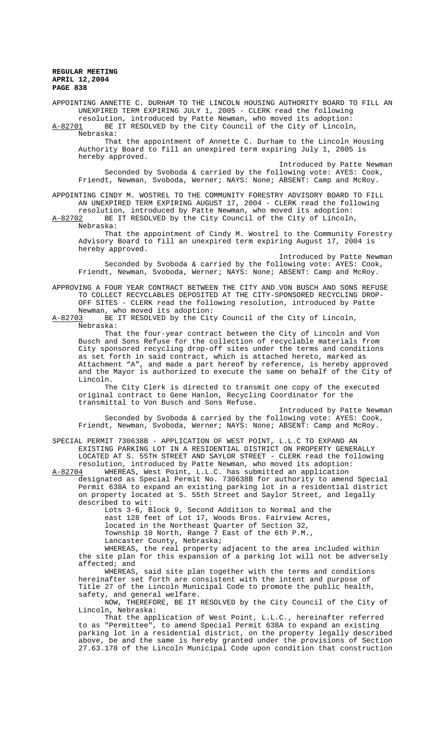APPOINTING ANNETTE C. DURHAM TO THE LINCOLN HOUSING AUTHORITY BOARD TO FILL AN UNEXPIRED TERM EXPIRING JULY 1, 2005 - CLERK read the following resolution, introduced by Patte Newman, who moved its adoption:

A-82701 BE IT RESOLVED by the City Council of the City of Lincoln, Nebraska:

That the appointment of Annette C. Durham to the Lincoln Housing Authority Board to fill an unexpired term expiring July 1, 2005 is hereby approved.

Introduced by Patte Newman

Seconded by Svoboda & carried by the following vote: AYES: Cook, Friendt, Newman, Svoboda, Werner; NAYS: None; ABSENT: Camp and McRoy.

APPOINTING CINDY M. WOSTREL TO THE COMMUNITY FORESTRY ADVISORY BOARD TO FILL AN UNEXPIRED TERM EXPIRING AUGUST 17, 2004 - CLERK read the following resolution, introduced by Patte Newman, who moved its adoption:

A-82702 BE IT RESOLVED by the City Council of the City of Lincoln, Nebraska:

That the appointment of Cindy M. Wostrel to the Community Forestry Advisory Board to fill an unexpired term expiring August 17, 2004 is hereby approved.

Introduced by Patte Newman

Seconded by Svoboda & carried by the following vote: AYES: Cook, Friendt, Newman, Svoboda, Werner; NAYS: None; ABSENT: Camp and McRoy.

APPROVING A FOUR YEAR CONTRACT BETWEEN THE CITY AND VON BUSCH AND SONS REFUSE TO COLLECT RECYCLABLES DEPOSITED AT THE CITY-SPONSORED RECYCLING DROP-OFF SITES - CLERK read the following resolution, introduced by Patte Newman, who moved its adoption:

A-82703 BE IT RESOLVED by the City Council of the City of Lincoln, Nebraska:

That the four-year contract between the City of Lincoln and Von Busch and Sons Refuse for the collection of recyclable materials from City sponsored recycling drop-off sites under the terms and conditions as set forth in said contract, which is attached hereto, marked as Attachment "A", and made a part hereof by reference, is hereby approved and the Mayor is authorized to execute the same on behalf of the City of Lincoln.

The City Clerk is directed to transmit one copy of the executed original contract to Gene Hanlon, Recycling Coordinator for the transmittal to Von Busch and Sons Refuse.

Introduced by Patte Newman

Seconded by Svoboda & carried by the following vote: AYES: Cook, Friendt, Newman, Svoboda, Werner; NAYS: None; ABSENT: Camp and McRoy.

SPECIAL PERMIT 730638B - APPLICATION OF WEST POINT, L.L.C TO EXPAND AN EXISTING PARKING LOT IN A RESIDENTIAL DISTRICT ON PROPERTY GENERALLY LOCATED AT S. 55TH STREET AND SAYLOR STREET - CLERK read the following resolution, introduced by Patte Newman, who moved its adoption:

A-82704 WHEREAS, West Point, L.L.C. has submitted an application designated as Special Permit No. 730638B for authority to amend Special Permit 638A to expand an existing parking lot in a residential district on property located at S. 55th Street and Saylor Street, and legally described to wit:

Lots 3-6, Block 9, Second Addition to Normal and the east 128 feet of Lot 17, Woods Bros. Fairview Acres, located in the Northeast Quarter of Section 32, Township 10 North, Range 7 East of the 6th P.M., Lancaster County, Nebraska;

WHEREAS, the real property adjacent to the area included within the site plan for this expansion of a parking lot will not be adversely affected; and

WHEREAS, said site plan together with the terms and conditions hereinafter set forth are consistent with the intent and purpose of Title 27 of the Lincoln Municipal Code to promote the public health, safety, and general welfare.

NOW, THEREFORE, BE IT RESOLVED by the City Council of the City of Lincoln, Nebraska:

That the application of West Point, L.L.C., hereinafter referred to as "Permittee", to amend Special Permit 638A to expand an existing parking lot in a residential district, on the property legally described above, be and the same is hereby granted under the provisions of Section 27.63.170 of the Lincoln Municipal Code upon condition that construction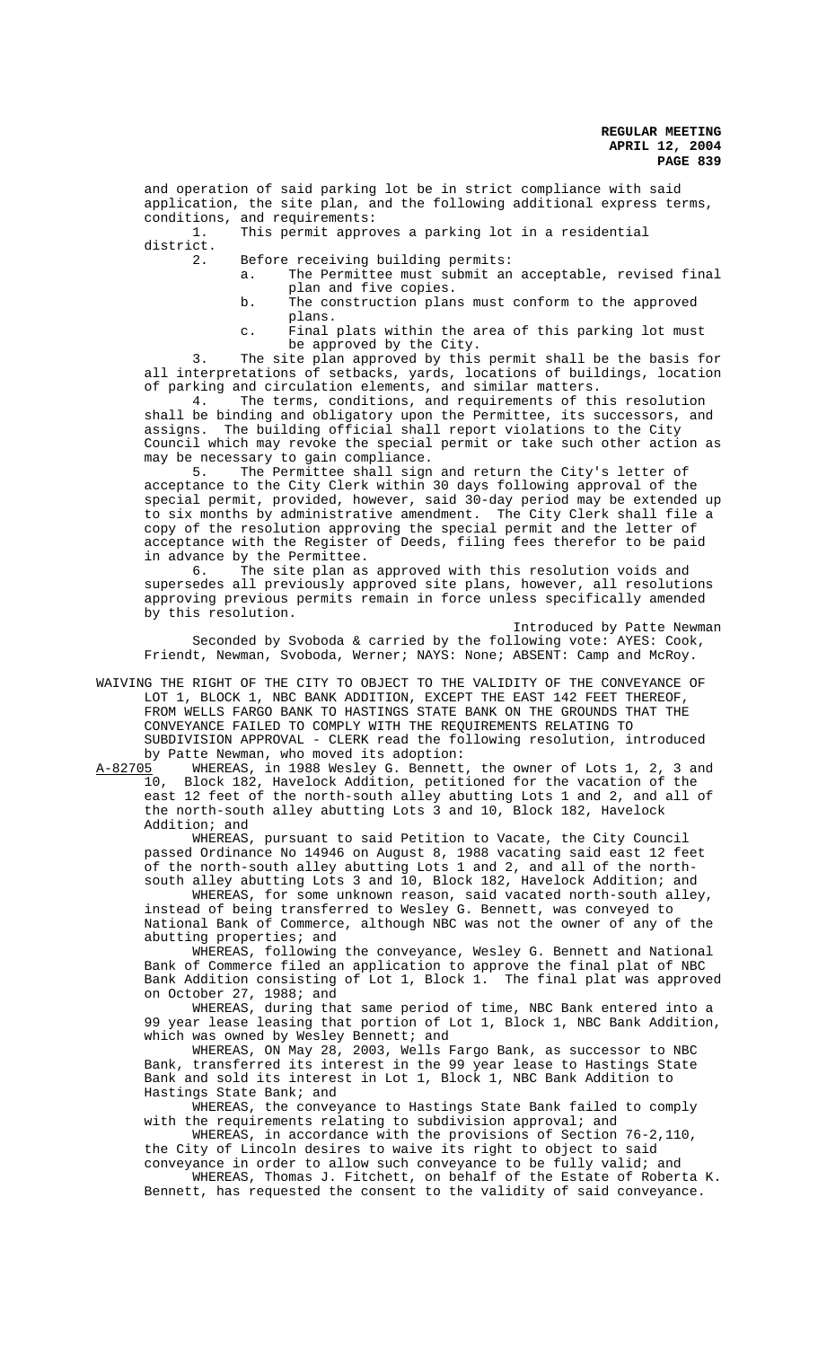and operation of said parking lot be in strict compliance with said application, the site plan, and the following additional express terms, conditions, and requirements:

1. This permit approves a parking lot in a residential district.
2. Before receiving building permits:
   a. The Permittee must submit an acceptable, revised final plan and five copies.
   b. The construction plans must conform to the approved plans.
   c. Final plats within the area of this parking lot must be approved by the City.
3. The site plan approved by this permit shall be the basis for all interpretations of setbacks, yards, locations of buildings, location of parking and circulation elements, and similar matters.
4. The terms, conditions, and requirements of this resolution shall be binding and obligatory upon the Permittee, its successors, and assigns. The building official shall report violations to the City Council which may revoke the special permit or take such other action as may be necessary to gain compliance.
5. The Permittee shall sign and return the City's letter of acceptance to the City Clerk within 30 days following approval of the special permit, provided, however, said 30-day period may be extended up to six months by administrative amendment. The City Clerk shall file a copy of the resolution approving the special permit and the letter of acceptance with the Register of Deeds, filing fees therefor to be paid in advance by the Permittee.
6. The site plan as approved with this resolution voids and supersedes all previously approved site plans, however, all resolutions approving previous permits remain in force unless specifically amended by this resolution.

Introduced by Patte Newman

Seconded by Svoboda & carried by the following vote: AYES: Cook, Friendt, Newman, Svoboda, Werner; NAYS: None; ABSENT: Camp and McRoy.

WAIVING THE RIGHT OF THE CITY TO OBJECT TO THE VALIDITY OF THE CONVEYANCE OF LOT 1, BLOCK 1, NBC BANK ADDITION, EXCEPT THE EAST 142 FEET THEREOF, FROM WELLS FARGO BANK TO HASTINGS STATE BANK ON THE GROUNDS THAT THE CONVEYANCE FAILED TO COMPLY WITH THE REQUIREMENTS RELATING TO SUBDIVISION APPROVAL - CLERK read the following resolution, introduced by Patte Newman, who moved its adoption:

A-82705 WHEREAS, in 1988 Wesley G. Bennett, the owner of Lots 1, 2, 3 and 10, Block 182, Havelock Addition, petitioned for the vacation of the east 12 feet of the north-south alley abutting Lots 1 and 2, and all of the north-south alley abutting Lots 3 and 10, Block 182, Havelock Addition; and

WHEREAS, pursuant to said Petition to Vacate, the City Council passed Ordinance No 14946 on August 8, 1988 vacating said east 12 feet of the north-south alley abutting Lots 1 and 2, and all of the north-south alley abutting Lots 3 and 10, Block 182, Havelock Addition; and

WHEREAS, for some unknown reason, said vacated north-south alley, instead of being transferred to Wesley G. Bennett, was conveyed to National Bank of Commerce, although NBC was not the owner of any of the abutting properties; and

WHEREAS, following the conveyance, Wesley G. Bennett and National Bank of Commerce filed an application to approve the final plat of NBC Bank Addition consisting of Lot 1, Block 1. The final plat was approved on October 27, 1988; and

WHEREAS, during that same period of time, NBC Bank entered into a 99 year lease leasing that portion of Lot 1, Block 1, NBC Bank Addition, which was owned by Wesley Bennett; and

WHEREAS, ON May 28, 2003, Wells Fargo Bank, as successor to NBC Bank, transferred its interest in the 99 year lease to Hastings State Bank and sold its interest in Lot 1, Block 1, NBC Bank Addition to Hastings State Bank; and

WHEREAS, the conveyance to Hastings State Bank failed to comply with the requirements relating to subdivision approval; and

WHEREAS, in accordance with the provisions of Section 76-2,110, the City of Lincoln desires to waive its right to object to said conveyance in order to allow such conveyance to be fully valid; and

WHEREAS, Thomas J. Fitchett, on behalf of the Estate of Roberta K. Bennett, has requested the consent to the validity of said conveyance.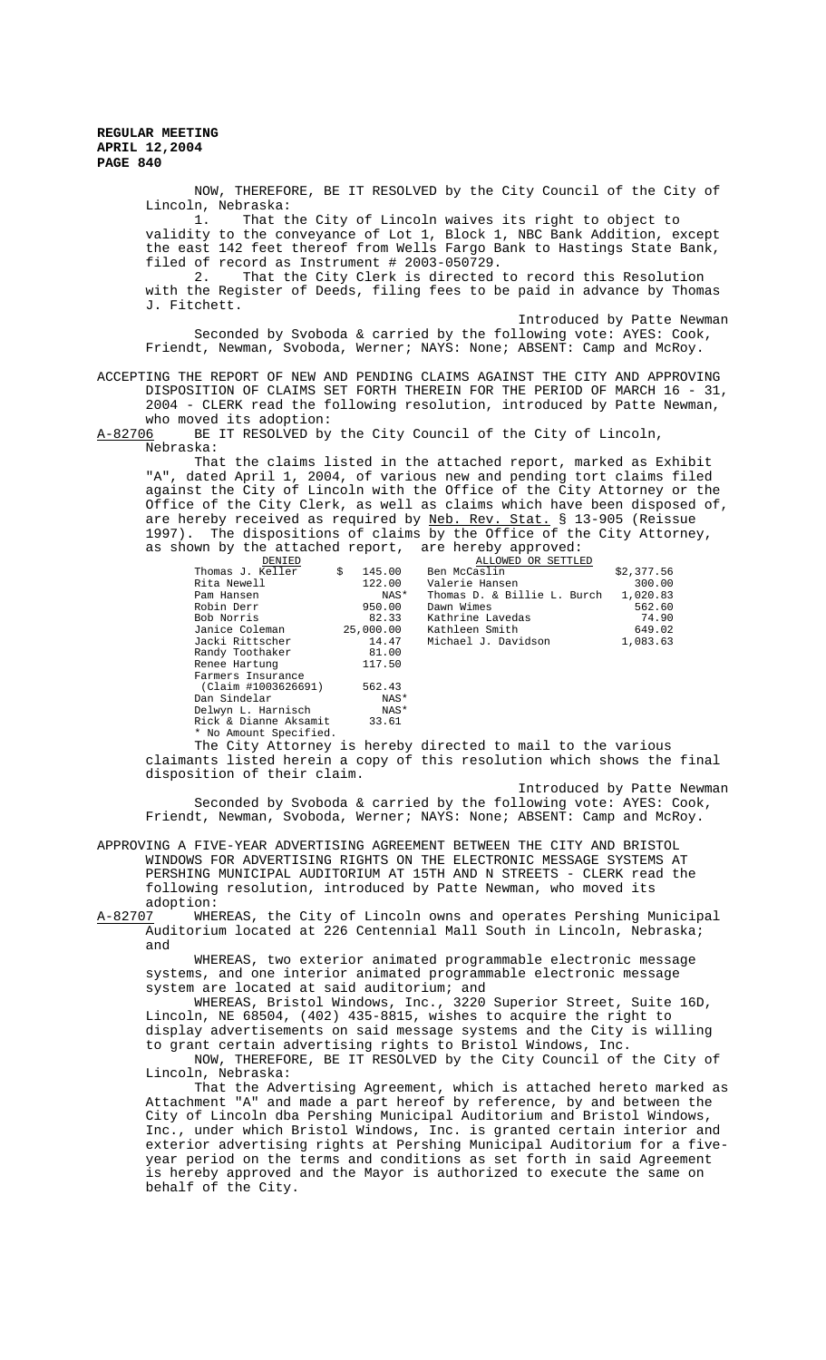NOW, THEREFORE, BE IT RESOLVED by the City Council of the City of Lincoln, Nebraska:

1. That the City of Lincoln waives its right to object to validity to the conveyance of Lot 1, Block 1, NBC Bank Addition, except the east 142 feet thereof from Wells Fargo Bank to Hastings State Bank, filed of record as Instrument # 2003-050729.

2. That the City Clerk is directed to record this Resolution with the Register of Deeds, filing fees to be paid in advance by Thomas J. Fitchett.

Introduced by Patte Newman

Seconded by Svoboda & carried by the following vote: AYES: Cook, Friendt, Newman, Svoboda, Werner; NAYS: None; ABSENT: Camp and McRoy.

ACCEPTING THE REPORT OF NEW AND PENDING CLAIMS AGAINST THE CITY AND APPROVING DISPOSITION OF CLAIMS SET FORTH THEREIN FOR THE PERIOD OF MARCH 16 - 31, 2004 - CLERK read the following resolution, introduced by Patte Newman, who moved its adoption:

A-82706 BE IT RESOLVED by the City Council of the City of Lincoln, Nebraska:

That the claims listed in the attached report, marked as Exhibit "A", dated April 1, 2004, of various new and pending tort claims filed against the City of Lincoln with the Office of the City Attorney or the Office of the City Clerk, as well as claims which have been disposed of, are hereby received as required by Neb. Rev. Stat. § 13-905 (Reissue 1997). The dispositions of claims by the Office of the City Attorney, as shown by the attached report, are hereby approved:

| DENIED | | ALLOWED OR SETTLED | |
|---|---|---|---|
| Thomas J. Keller | $ 145.00 | Ben McCaslin | $2,377.56 |
| Rita Newell | 122.00 | Valerie Hansen | 300.00 |
| Pam Hansen | NAS* | Thomas D. & Billie L. Burch | 1,020.83 |
| Robin Derr | 950.00 | Dawn Wimes | 562.60 |
| Bob Norris | 82.33 | Kathrine Lavedas | 74.90 |
| Janice Coleman | 25,000.00 | Kathleen Smith | 649.02 |
| Jacki Rittscher | 14.47 | Michael J. Davidson | 1,083.63 |
| Randy Toothaker | 81.00 | | |
| Renee Hartung | 117.50 | | |
| Farmers Insurance (Claim #1003626691) | 562.43 | | |
| Dan Sindelar | NAS* | | |
| Delwyn L. Harnisch | NAS* | | |
| Rick & Dianne Aksamit | 33.61 | | |

\* No Amount Specified.

The City Attorney is hereby directed to mail to the various claimants listed herein a copy of this resolution which shows the final disposition of their claim.

Introduced by Patte Newman

Seconded by Svoboda & carried by the following vote: AYES: Cook, Friendt, Newman, Svoboda, Werner; NAYS: None; ABSENT: Camp and McRoy.

APPROVING A FIVE-YEAR ADVERTISING AGREEMENT BETWEEN THE CITY AND BRISTOL WINDOWS FOR ADVERTISING RIGHTS ON THE ELECTRONIC MESSAGE SYSTEMS AT PERSHING MUNICIPAL AUDITORIUM AT 15TH AND N STREETS - CLERK read the following resolution, introduced by Patte Newman, who moved its adoption:

A-82707 WHEREAS, the City of Lincoln owns and operates Pershing Municipal Auditorium located at 226 Centennial Mall South in Lincoln, Nebraska; and

WHEREAS, two exterior animated programmable electronic message systems, and one interior animated programmable electronic message system are located at said auditorium; and

WHEREAS, Bristol Windows, Inc., 3220 Superior Street, Suite 16D, Lincoln, NE 68504, (402) 435-8815, wishes to acquire the right to display advertisements on said message systems and the City is willing to grant certain advertising rights to Bristol Windows, Inc.

NOW, THEREFORE, BE IT RESOLVED by the City Council of the City of Lincoln, Nebraska:

That the Advertising Agreement, which is attached hereto marked as Attachment "A" and made a part hereof by reference, by and between the City of Lincoln dba Pershing Municipal Auditorium and Bristol Windows, Inc., under which Bristol Windows, Inc. is granted certain interior and exterior advertising rights at Pershing Municipal Auditorium for a five-year period on the terms and conditions as set forth in said Agreement is hereby approved and the Mayor is authorized to execute the same on behalf of the City.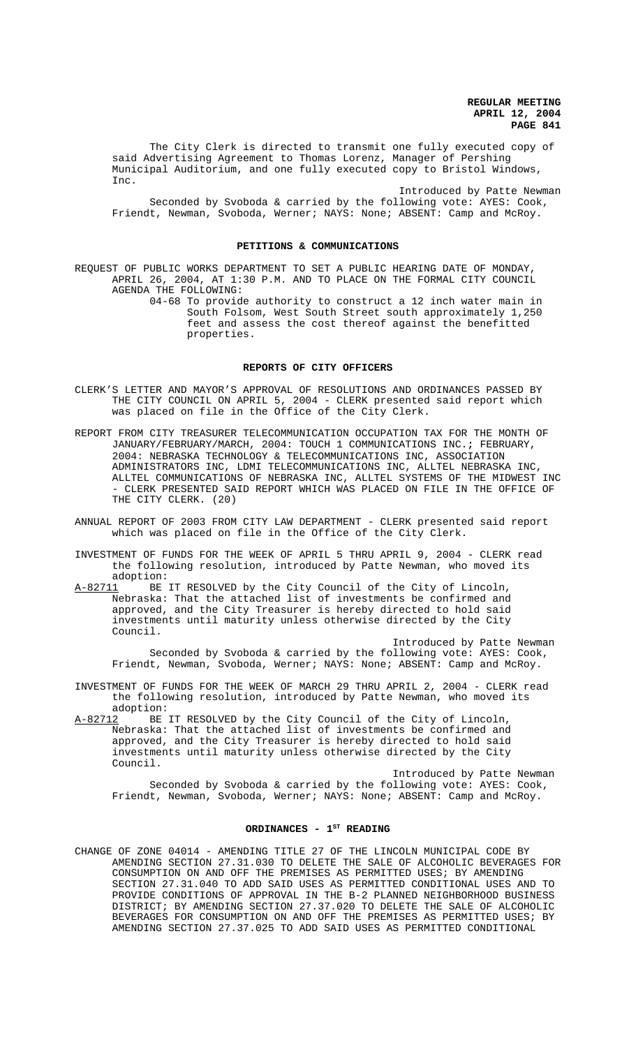The City Clerk is directed to transmit one fully executed copy of said Advertising Agreement to Thomas Lorenz, Manager of Pershing Municipal Auditorium, and one fully executed copy to Bristol Windows, Inc.

Introduced by Patte Newman

Seconded by Svoboda & carried by the following vote: AYES: Cook, Friendt, Newman, Svoboda, Werner; NAYS: None; ABSENT: Camp and McRoy.

## PETITIONS & COMMUNICATIONS

REQUEST OF PUBLIC WORKS DEPARTMENT TO SET A PUBLIC HEARING DATE OF MONDAY, APRIL 26, 2004, AT 1:30 P.M. AND TO PLACE ON THE FORMAL CITY COUNCIL AGENDA THE FOLLOWING:

04-68 To provide authority to construct a 12 inch water main in South Folsom, West South Street south approximately 1,250 feet and assess the cost thereof against the benefitted properties.

## REPORTS OF CITY OFFICERS

CLERK'S LETTER AND MAYOR'S APPROVAL OF RESOLUTIONS AND ORDINANCES PASSED BY THE CITY COUNCIL ON APRIL 5, 2004 - CLERK presented said report which was placed on file in the Office of the City Clerk.

REPORT FROM CITY TREASURER TELECOMMUNICATION OCCUPATION TAX FOR THE MONTH OF JANUARY/FEBRUARY/MARCH, 2004: TOUCH 1 COMMUNICATIONS INC.; FEBRUARY, 2004: NEBRASKA TECHNOLOGY & TELECOMMUNICATIONS INC, ASSOCIATION ADMINISTRATORS INC, LDMI TELECOMMUNICATIONS INC, ALLTEL NEBRASKA INC, ALLTEL COMMUNICATIONS OF NEBRASKA INC, ALLTEL SYSTEMS OF THE MIDWEST INC - CLERK PRESENTED SAID REPORT WHICH WAS PLACED ON FILE IN THE OFFICE OF THE CITY CLERK. (20)

ANNUAL REPORT OF 2003 FROM CITY LAW DEPARTMENT - CLERK presented said report which was placed on file in the Office of the City Clerk.

INVESTMENT OF FUNDS FOR THE WEEK OF APRIL 5 THRU APRIL 9, 2004 - CLERK read the following resolution, introduced by Patte Newman, who moved its adoption:

A-82711 BE IT RESOLVED by the City Council of the City of Lincoln, Nebraska: That the attached list of investments be confirmed and approved, and the City Treasurer is hereby directed to hold said investments until maturity unless otherwise directed by the City Council.

Introduced by Patte Newman

Seconded by Svoboda & carried by the following vote: AYES: Cook, Friendt, Newman, Svoboda, Werner; NAYS: None; ABSENT: Camp and McRoy.

INVESTMENT OF FUNDS FOR THE WEEK OF MARCH 29 THRU APRIL 2, 2004 - CLERK read the following resolution, introduced by Patte Newman, who moved its adoption:

A-82712 BE IT RESOLVED by the City Council of the City of Lincoln, Nebraska: That the attached list of investments be confirmed and approved, and the City Treasurer is hereby directed to hold said investments until maturity unless otherwise directed by the City Council.

Introduced by Patte Newman

Seconded by Svoboda & carried by the following vote: AYES: Cook, Friendt, Newman, Svoboda, Werner; NAYS: None; ABSENT: Camp and McRoy.

## ORDINANCES - 1ST READING

CHANGE OF ZONE 04014 - AMENDING TITLE 27 OF THE LINCOLN MUNICIPAL CODE BY AMENDING SECTION 27.31.030 TO DELETE THE SALE OF ALCOHOLIC BEVERAGES FOR CONSUMPTION ON AND OFF THE PREMISES AS PERMITTED USES; BY AMENDING SECTION 27.31.040 TO ADD SAID USES AS PERMITTED CONDITIONAL USES AND TO PROVIDE CONDITIONS OF APPROVAL IN THE B-2 PLANNED NEIGHBORHOOD BUSINESS DISTRICT; BY AMENDING SECTION 27.37.020 TO DELETE THE SALE OF ALCOHOLIC BEVERAGES FOR CONSUMPTION ON AND OFF THE PREMISES AS PERMITTED USES; BY AMENDING SECTION 27.37.025 TO ADD SAID USES AS PERMITTED CONDITIONAL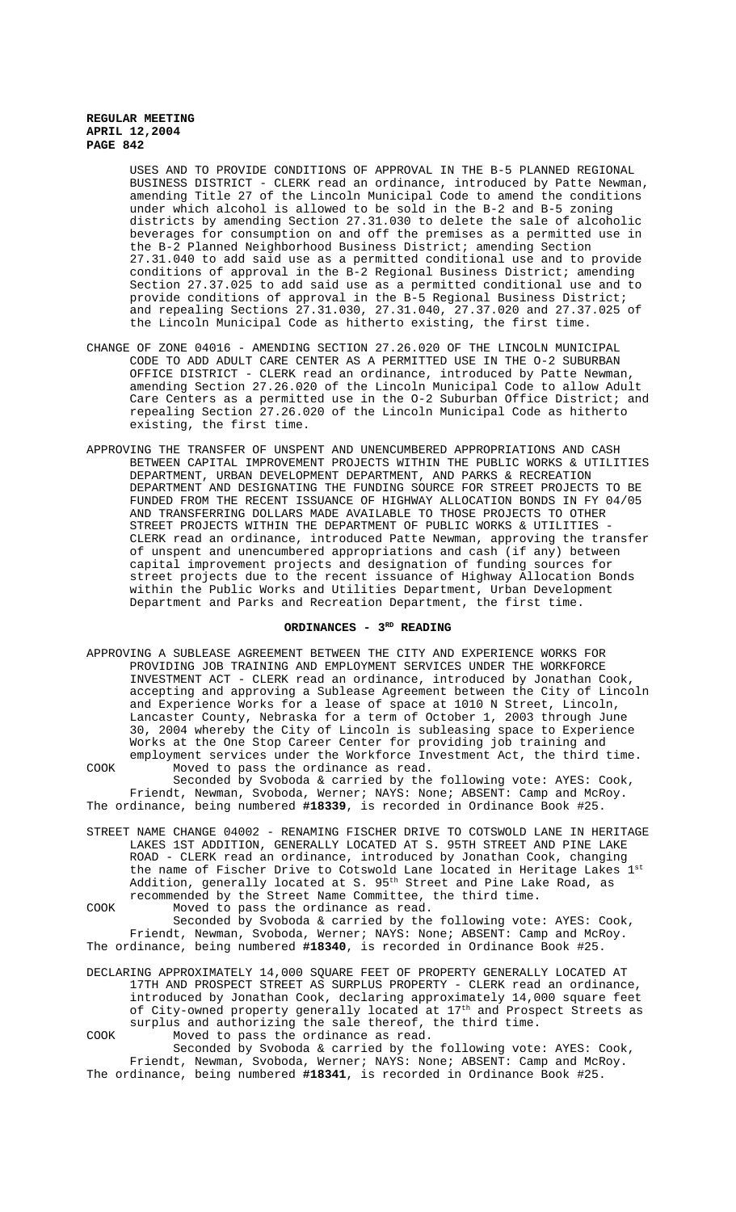USES AND TO PROVIDE CONDITIONS OF APPROVAL IN THE B-5 PLANNED REGIONAL BUSINESS DISTRICT - CLERK read an ordinance, introduced by Patte Newman, amending Title 27 of the Lincoln Municipal Code to amend the conditions under which alcohol is allowed to be sold in the B-2 and B-5 zoning districts by amending Section 27.31.030 to delete the sale of alcoholic beverages for consumption on and off the premises as a permitted use in the B-2 Planned Neighborhood Business District; amending Section 27.31.040 to add said use as a permitted conditional use and to provide conditions of approval in the B-2 Regional Business District; amending Section 27.37.025 to add said use as a permitted conditional use and to provide conditions of approval in the B-5 Regional Business District; and repealing Sections 27.31.030, 27.31.040, 27.37.020 and 27.37.025 of the Lincoln Municipal Code as hitherto existing, the first time.

CHANGE OF ZONE 04016 - AMENDING SECTION 27.26.020 OF THE LINCOLN MUNICIPAL CODE TO ADD ADULT CARE CENTER AS A PERMITTED USE IN THE O-2 SUBURBAN OFFICE DISTRICT - CLERK read an ordinance, introduced by Patte Newman, amending Section 27.26.020 of the Lincoln Municipal Code to allow Adult Care Centers as a permitted use in the O-2 Suburban Office District; and repealing Section 27.26.020 of the Lincoln Municipal Code as hitherto existing, the first time.

APPROVING THE TRANSFER OF UNSPENT AND UNENCUMBERED APPROPRIATIONS AND CASH BETWEEN CAPITAL IMPROVEMENT PROJECTS WITHIN THE PUBLIC WORKS & UTILITIES DEPARTMENT, URBAN DEVELOPMENT DEPARTMENT, AND PARKS & RECREATION DEPARTMENT AND DESIGNATING THE FUNDING SOURCE FOR STREET PROJECTS TO BE FUNDED FROM THE RECENT ISSUANCE OF HIGHWAY ALLOCATION BONDS IN FY 04/05 AND TRANSFERRING DOLLARS MADE AVAILABLE TO THOSE PROJECTS TO OTHER STREET PROJECTS WITHIN THE DEPARTMENT OF PUBLIC WORKS & UTILITIES - CLERK read an ordinance, introduced Patte Newman, approving the transfer of unspent and unencumbered appropriations and cash (if any) between capital improvement projects and designation of funding sources for street projects due to the recent issuance of Highway Allocation Bonds within the Public Works and Utilities Department, Urban Development Department and Parks and Recreation Department, the first time.

## ORDINANCES - 3RD READING

APPROVING A SUBLEASE AGREEMENT BETWEEN THE CITY AND EXPERIENCE WORKS FOR PROVIDING JOB TRAINING AND EMPLOYMENT SERVICES UNDER THE WORKFORCE INVESTMENT ACT - CLERK read an ordinance, introduced by Jonathan Cook, accepting and approving a Sublease Agreement between the City of Lincoln and Experience Works for a lease of space at 1010 N Street, Lincoln, Lancaster County, Nebraska for a term of October 1, 2003 through June 30, 2004 whereby the City of Lincoln is subleasing space to Experience Works at the One Stop Career Center for providing job training and employment services under the Workforce Investment Act, the third time.

COOK Moved to pass the ordinance as read.

Seconded by Svoboda & carried by the following vote: AYES: Cook, Friendt, Newman, Svoboda, Werner; NAYS: None; ABSENT: Camp and McRoy. The ordinance, being numbered **#18339**, is recorded in Ordinance Book #25.

STREET NAME CHANGE 04002 - RENAMING FISCHER DRIVE TO COTSWOLD LANE IN HERITAGE LAKES 1ST ADDITION, GENERALLY LOCATED AT S. 95TH STREET AND PINE LAKE ROAD - CLERK read an ordinance, introduced by Jonathan Cook, changing the name of Fischer Drive to Cotswold Lane located in Heritage Lakes 1st Addition, generally located at S. 95th Street and Pine Lake Road, as recommended by the Street Name Committee, the third time.

COOK Moved to pass the ordinance as read.

Seconded by Svoboda & carried by the following vote: AYES: Cook, Friendt, Newman, Svoboda, Werner; NAYS: None; ABSENT: Camp and McRoy. The ordinance, being numbered **#18340**, is recorded in Ordinance Book #25.

DECLARING APPROXIMATELY 14,000 SQUARE FEET OF PROPERTY GENERALLY LOCATED AT 17TH AND PROSPECT STREET AS SURPLUS PROPERTY - CLERK read an ordinance, introduced by Jonathan Cook, declaring approximately 14,000 square feet of City-owned property generally located at 17th and Prospect Streets as surplus and authorizing the sale thereof, the third time.

COOK Moved to pass the ordinance as read.

Seconded by Svoboda & carried by the following vote: AYES: Cook, Friendt, Newman, Svoboda, Werner; NAYS: None; ABSENT: Camp and McRoy. The ordinance, being numbered **#18341**, is recorded in Ordinance Book #25.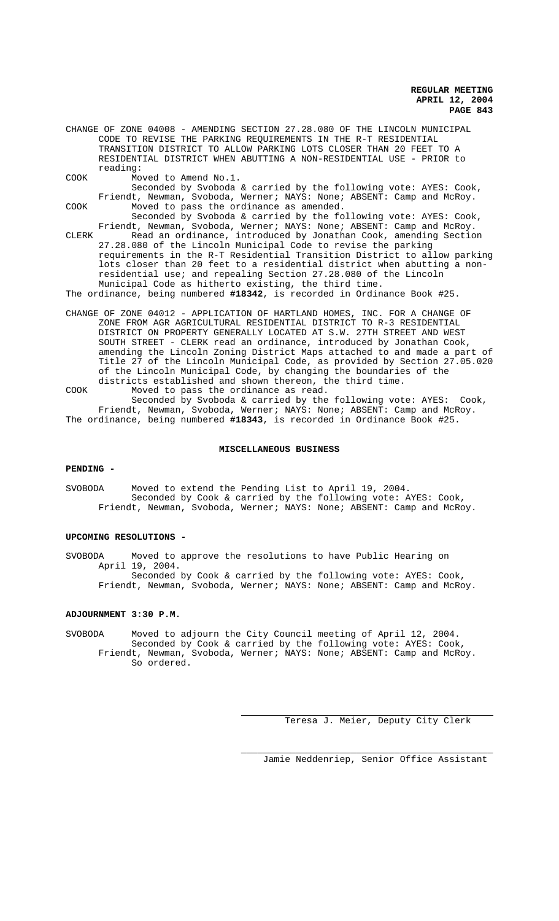CHANGE OF ZONE 04008 - AMENDING SECTION 27.28.080 OF THE LINCOLN MUNICIPAL CODE TO REVISE THE PARKING REQUIREMENTS IN THE R-T RESIDENTIAL TRANSITION DISTRICT TO ALLOW PARKING LOTS CLOSER THAN 20 FEET TO A RESIDENTIAL DISTRICT WHEN ABUTTING A NON-RESIDENTIAL USE - PRIOR to reading:

COOK Moved to Amend No.1.
Seconded by Svoboda & carried by the following vote: AYES: Cook, Friendt, Newman, Svoboda, Werner; NAYS: None; ABSENT: Camp and McRoy.

COOK Moved to pass the ordinance as amended.
Seconded by Svoboda & carried by the following vote: AYES: Cook, Friendt, Newman, Svoboda, Werner; NAYS: None; ABSENT: Camp and McRoy.

CLERK Read an ordinance, introduced by Jonathan Cook, amending Section 27.28.080 of the Lincoln Municipal Code to revise the parking requirements in the R-T Residential Transition District to allow parking lots closer than 20 feet to a residential district when abutting a non-residential use; and repealing Section 27.28.080 of the Lincoln Municipal Code as hitherto existing, the third time.

The ordinance, being numbered **#18342**, is recorded in Ordinance Book #25.

CHANGE OF ZONE 04012 - APPLICATION OF HARTLAND HOMES, INC. FOR A CHANGE OF ZONE FROM AGR AGRICULTURAL RESIDENTIAL DISTRICT TO R-3 RESIDENTIAL DISTRICT ON PROPERTY GENERALLY LOCATED AT S.W. 27TH STREET AND WEST SOUTH STREET - CLERK read an ordinance, introduced by Jonathan Cook, amending the Lincoln Zoning District Maps attached to and made a part of Title 27 of the Lincoln Municipal Code, as provided by Section 27.05.020 of the Lincoln Municipal Code, by changing the boundaries of the districts established and shown thereon, the third time.

COOK Moved to pass the ordinance as read.
Seconded by Svoboda & carried by the following vote: AYES: Cook, Friendt, Newman, Svoboda, Werner; NAYS: None; ABSENT: Camp and McRoy.

The ordinance, being numbered **#18343**, is recorded in Ordinance Book #25.

## MISCELLANEOUS BUSINESS

**PENDING -**

SVOBODA Moved to extend the Pending List to April 19, 2004.
Seconded by Cook & carried by the following vote: AYES: Cook, Friendt, Newman, Svoboda, Werner; NAYS: None; ABSENT: Camp and McRoy.

**UPCOMING RESOLUTIONS -**

SVOBODA Moved to approve the resolutions to have Public Hearing on April 19, 2004.
Seconded by Cook & carried by the following vote: AYES: Cook, Friendt, Newman, Svoboda, Werner; NAYS: None; ABSENT: Camp and McRoy.

**ADJOURNMENT 3:30 P.M.**

SVOBODA Moved to adjourn the City Council meeting of April 12, 2004.
Seconded by Cook & carried by the following vote: AYES: Cook, Friendt, Newman, Svoboda, Werner; NAYS: None; ABSENT: Camp and McRoy.
So ordered.

Teresa J. Meier, Deputy City Clerk

Jamie Neddenriep, Senior Office Assistant